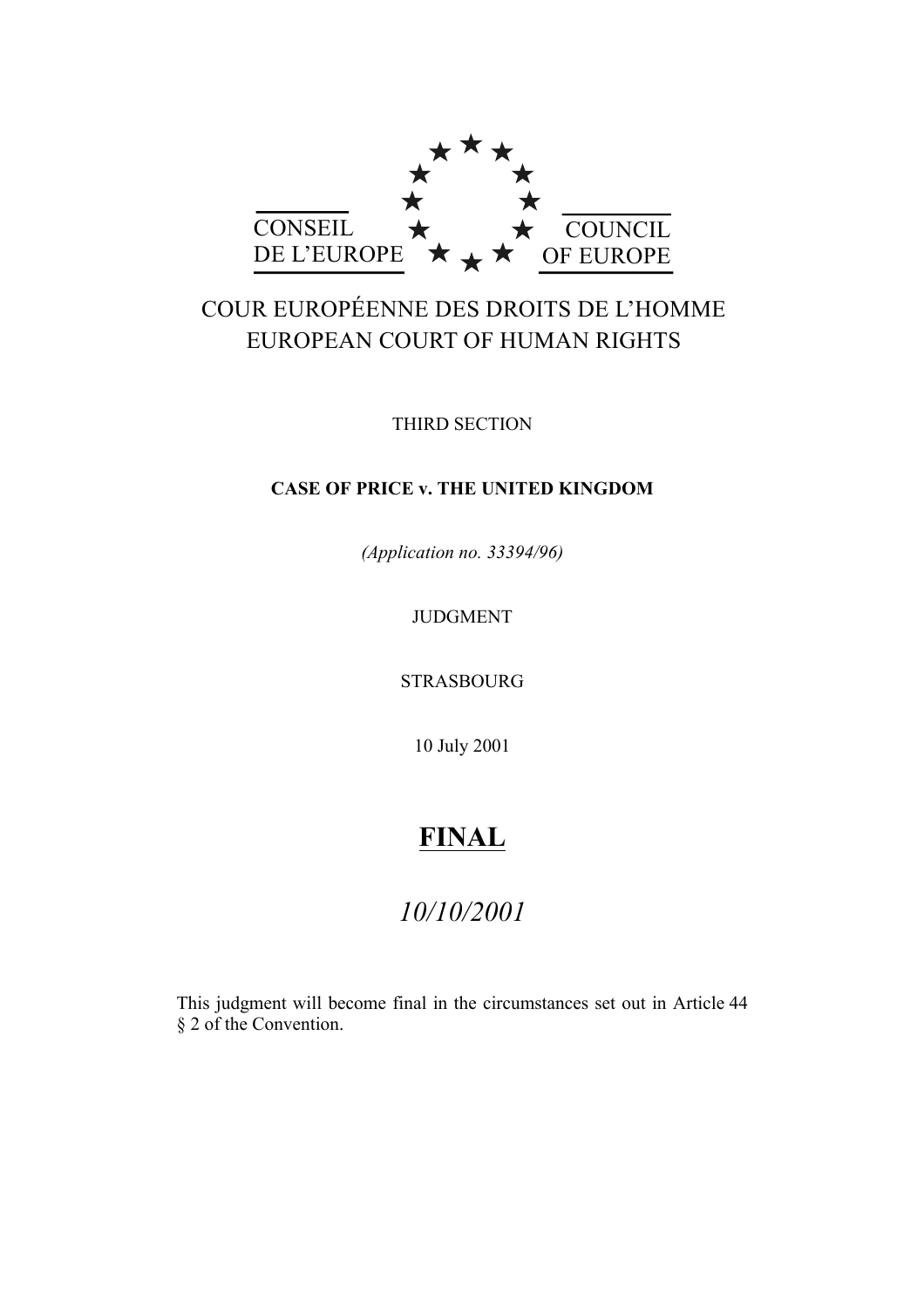CONSEIL DE L'EUROPE

COUNCIL OF EUROPE

COUR EUROPÉENNE DES DROITS DE L'HOMME
EUROPEAN COURT OF HUMAN RIGHTS

THIRD SECTION

**CASE OF PRICE v. THE UNITED KINGDOM**

*(Application no. 33394/96)*

JUDGMENT

STRASBOURG

10 July 2001

# FINAL

*10/10/2001*

This judgment will become final in the circumstances set out in Article 44 § 2 of the Convention.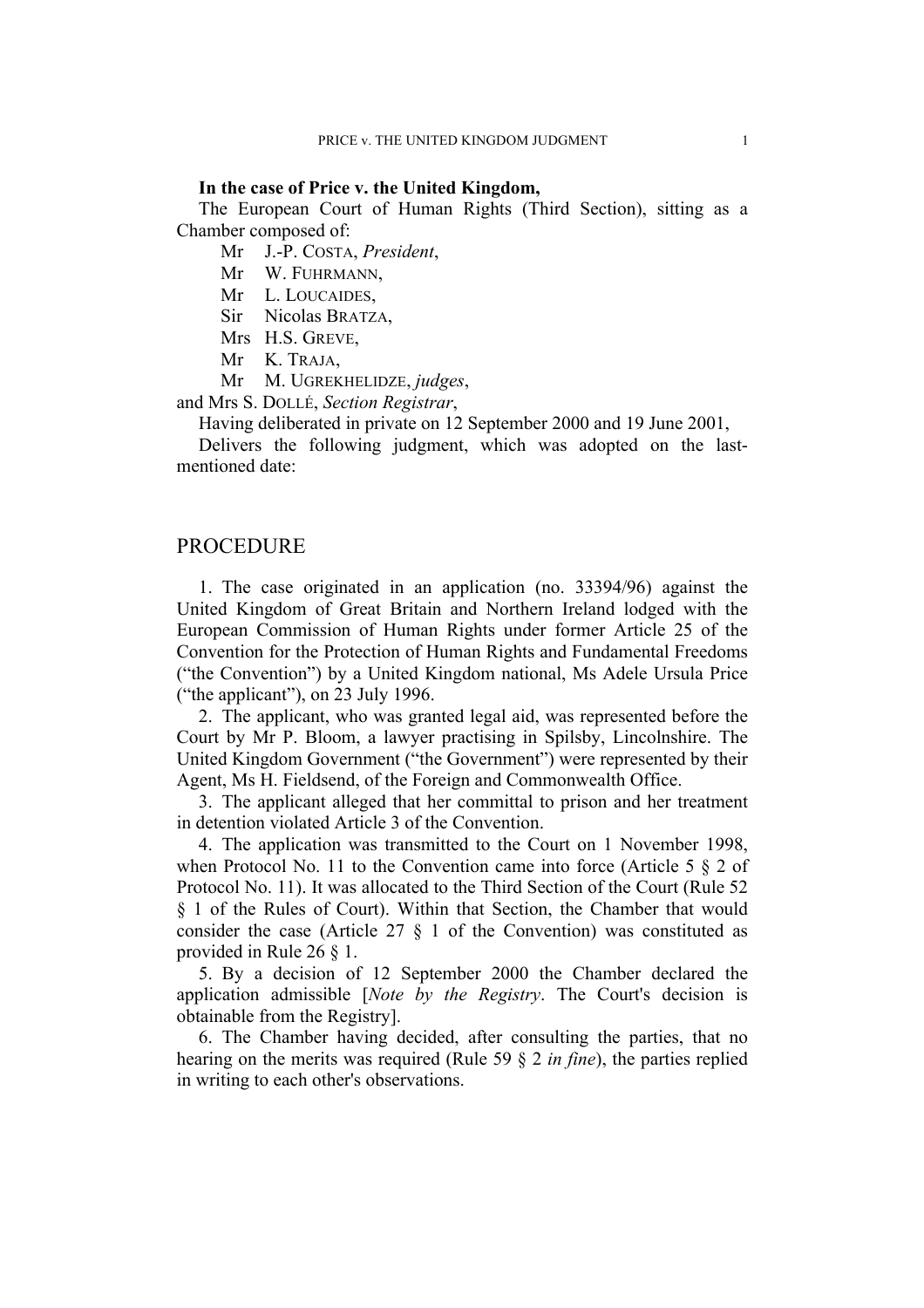**In the case of Price v. the United Kingdom,**

The European Court of Human Rights (Third Section), sitting as a Chamber composed of:

Mr J.-P. COSTA, *President*,
Mr W. FUHRMANN,
Mr L. LOUCAIDES,
Sir Nicolas BRATZA,
Mrs H.S. GREVE,
Mr K. TRAJA,
Mr M. UGREKHELIDZE, *judges*,
and Mrs S. DOLLÉ, *Section Registrar*,

Having deliberated in private on 12 September 2000 and 19 June 2001,

Delivers the following judgment, which was adopted on the last-mentioned date:

# PROCEDURE

1. The case originated in an application (no. 33394/96) against the United Kingdom of Great Britain and Northern Ireland lodged with the European Commission of Human Rights under former Article 25 of the Convention for the Protection of Human Rights and Fundamental Freedoms ("the Convention") by a United Kingdom national, Ms Adele Ursula Price ("the applicant"), on 23 July 1996.

2. The applicant, who was granted legal aid, was represented before the Court by Mr P. Bloom, a lawyer practising in Spilsby, Lincolnshire. The United Kingdom Government ("the Government") were represented by their Agent, Ms H. Fieldsend, of the Foreign and Commonwealth Office.

3. The applicant alleged that her committal to prison and her treatment in detention violated Article 3 of the Convention.

4. The application was transmitted to the Court on 1 November 1998, when Protocol No. 11 to the Convention came into force (Article 5 § 2 of Protocol No. 11). It was allocated to the Third Section of the Court (Rule 52 § 1 of the Rules of Court). Within that Section, the Chamber that would consider the case (Article 27 § 1 of the Convention) was constituted as provided in Rule 26 § 1.

5. By a decision of 12 September 2000 the Chamber declared the application admissible [*Note by the Registry*. The Court's decision is obtainable from the Registry].

6. The Chamber having decided, after consulting the parties, that no hearing on the merits was required (Rule 59 § 2 *in fine*), the parties replied in writing to each other's observations.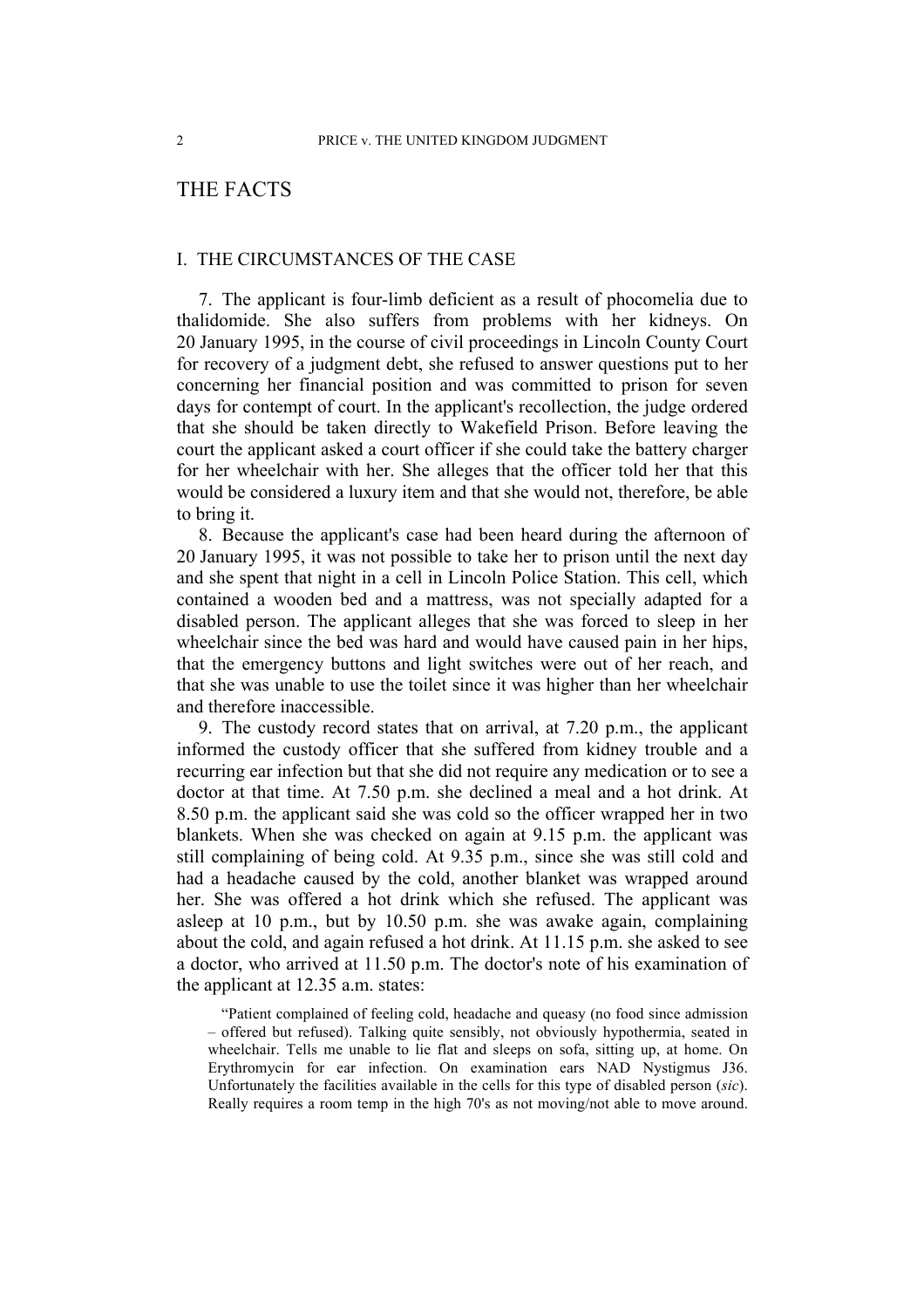# THE FACTS

## I. THE CIRCUMSTANCES OF THE CASE

7. The applicant is four-limb deficient as a result of phocomelia due to thalidomide. She also suffers from problems with her kidneys. On 20 January 1995, in the course of civil proceedings in Lincoln County Court for recovery of a judgment debt, she refused to answer questions put to her concerning her financial position and was committed to prison for seven days for contempt of court. In the applicant's recollection, the judge ordered that she should be taken directly to Wakefield Prison. Before leaving the court the applicant asked a court officer if she could take the battery charger for her wheelchair with her. She alleges that the officer told her that this would be considered a luxury item and that she would not, therefore, be able to bring it.

8. Because the applicant's case had been heard during the afternoon of 20 January 1995, it was not possible to take her to prison until the next day and she spent that night in a cell in Lincoln Police Station. This cell, which contained a wooden bed and a mattress, was not specially adapted for a disabled person. The applicant alleges that she was forced to sleep in her wheelchair since the bed was hard and would have caused pain in her hips, that the emergency buttons and light switches were out of her reach, and that she was unable to use the toilet since it was higher than her wheelchair and therefore inaccessible.

9. The custody record states that on arrival, at 7.20 p.m., the applicant informed the custody officer that she suffered from kidney trouble and a recurring ear infection but that she did not require any medication or to see a doctor at that time. At 7.50 p.m. she declined a meal and a hot drink. At 8.50 p.m. the applicant said she was cold so the officer wrapped her in two blankets. When she was checked on again at 9.15 p.m. the applicant was still complaining of being cold. At 9.35 p.m., since she was still cold and had a headache caused by the cold, another blanket was wrapped around her. She was offered a hot drink which she refused. The applicant was asleep at 10 p.m., but by 10.50 p.m. she was awake again, complaining about the cold, and again refused a hot drink. At 11.15 p.m. she asked to see a doctor, who arrived at 11.50 p.m. The doctor's note of his examination of the applicant at 12.35 a.m. states:

> "Patient complained of feeling cold, headache and queasy (no food since admission – offered but refused). Talking quite sensibly, not obviously hypothermia, seated in wheelchair. Tells me unable to lie flat and sleeps on sofa, sitting up, at home. On Erythromycin for ear infection. On examination ears NAD Nystigmus J36. Unfortunately the facilities available in the cells for this type of disabled person (*sic*). Really requires a room temp in the high 70's as not moving/not able to move around.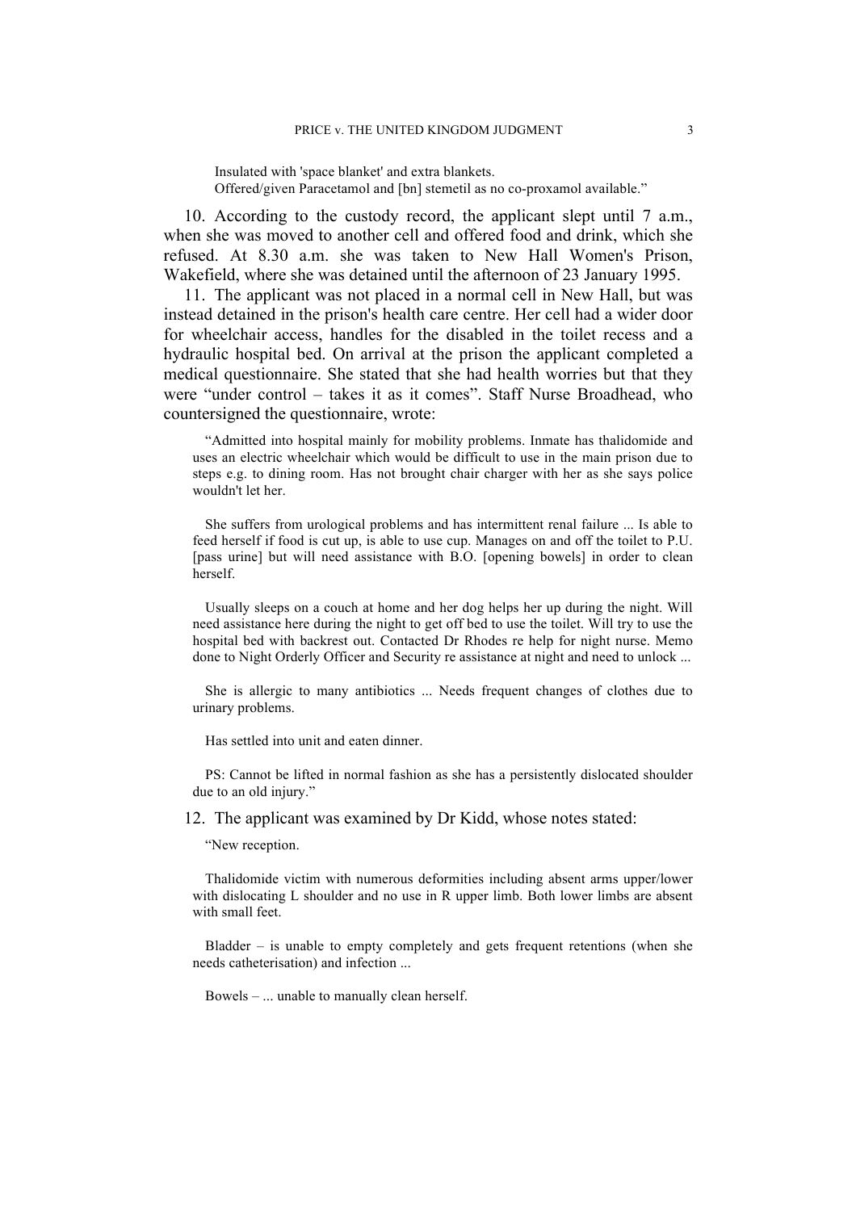> Insulated with 'space blanket' and extra blankets.
> Offered/given Paracetamol and [bn] stemetil as no co-proxamol available."

10. According to the custody record, the applicant slept until 7 a.m., when she was moved to another cell and offered food and drink, which she refused. At 8.30 a.m. she was taken to New Hall Women's Prison, Wakefield, where she was detained until the afternoon of 23 January 1995.

11. The applicant was not placed in a normal cell in New Hall, but was instead detained in the prison's health care centre. Her cell had a wider door for wheelchair access, handles for the disabled in the toilet recess and a hydraulic hospital bed. On arrival at the prison the applicant completed a medical questionnaire. She stated that she had health worries but that they were "under control – takes it as it comes". Staff Nurse Broadhead, who countersigned the questionnaire, wrote:

> "Admitted into hospital mainly for mobility problems. Inmate has thalidomide and uses an electric wheelchair which would be difficult to use in the main prison due to steps e.g. to dining room. Has not brought chair charger with her as she says police wouldn't let her.
>
> She suffers from urological problems and has intermittent renal failure ... Is able to feed herself if food is cut up, is able to use cup. Manages on and off the toilet to P.U. [pass urine] but will need assistance with B.O. [opening bowels] in order to clean herself.
>
> Usually sleeps on a couch at home and her dog helps her up during the night. Will need assistance here during the night to get off bed to use the toilet. Will try to use the hospital bed with backrest out. Contacted Dr Rhodes re help for night nurse. Memo done to Night Orderly Officer and Security re assistance at night and need to unlock ...
>
> She is allergic to many antibiotics ... Needs frequent changes of clothes due to urinary problems.
>
> Has settled into unit and eaten dinner.
>
> PS: Cannot be lifted in normal fashion as she has a persistently dislocated shoulder due to an old injury."

12. The applicant was examined by Dr Kidd, whose notes stated:

> "New reception.
>
> Thalidomide victim with numerous deformities including absent arms upper/lower with dislocating L shoulder and no use in R upper limb. Both lower limbs are absent with small feet.
>
> Bladder – is unable to empty completely and gets frequent retentions (when she needs catheterisation) and infection ...
>
> Bowels – ... unable to manually clean herself.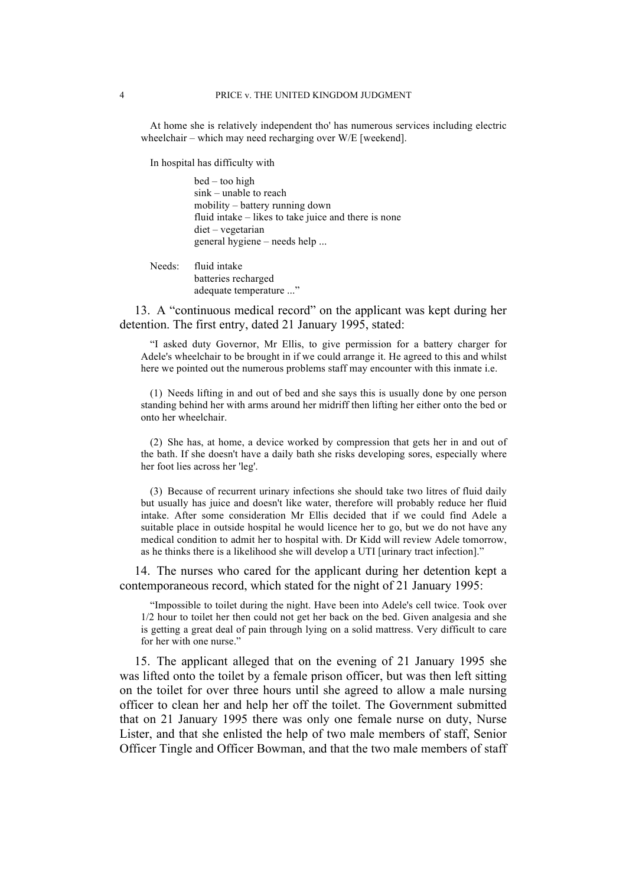At home she is relatively independent tho' has numerous services including electric wheelchair – which may need recharging over W/E [weekend].

In hospital has difficulty with

bed – too high
sink – unable to reach
mobility – battery running down
fluid intake – likes to take juice and there is none
diet – vegetarian
general hygiene – needs help ...

Needs: fluid intake
batteries recharged
adequate temperature ..."

13. A "continuous medical record" on the applicant was kept during her detention. The first entry, dated 21 January 1995, stated:

> "I asked duty Governor, Mr Ellis, to give permission for a battery charger for Adele's wheelchair to be brought in if we could arrange it. He agreed to this and whilst here we pointed out the numerous problems staff may encounter with this inmate i.e.
>
> (1) Needs lifting in and out of bed and she says this is usually done by one person standing behind her with arms around her midriff then lifting her either onto the bed or onto her wheelchair.
>
> (2) She has, at home, a device worked by compression that gets her in and out of the bath. If she doesn't have a daily bath she risks developing sores, especially where her foot lies across her 'leg'.
>
> (3) Because of recurrent urinary infections she should take two litres of fluid daily but usually has juice and doesn't like water, therefore will probably reduce her fluid intake. After some consideration Mr Ellis decided that if we could find Adele a suitable place in outside hospital he would licence her to go, but we do not have any medical condition to admit her to hospital with. Dr Kidd will review Adele tomorrow, as he thinks there is a likelihood she will develop a UTI [urinary tract infection]."

14. The nurses who cared for the applicant during her detention kept a contemporaneous record, which stated for the night of 21 January 1995:

> "Impossible to toilet during the night. Have been into Adele's cell twice. Took over 1/2 hour to toilet her then could not get her back on the bed. Given analgesia and she is getting a great deal of pain through lying on a solid mattress. Very difficult to care for her with one nurse."

15. The applicant alleged that on the evening of 21 January 1995 she was lifted onto the toilet by a female prison officer, but was then left sitting on the toilet for over three hours until she agreed to allow a male nursing officer to clean her and help her off the toilet. The Government submitted that on 21 January 1995 there was only one female nurse on duty, Nurse Lister, and that she enlisted the help of two male members of staff, Senior Officer Tingle and Officer Bowman, and that the two male members of staff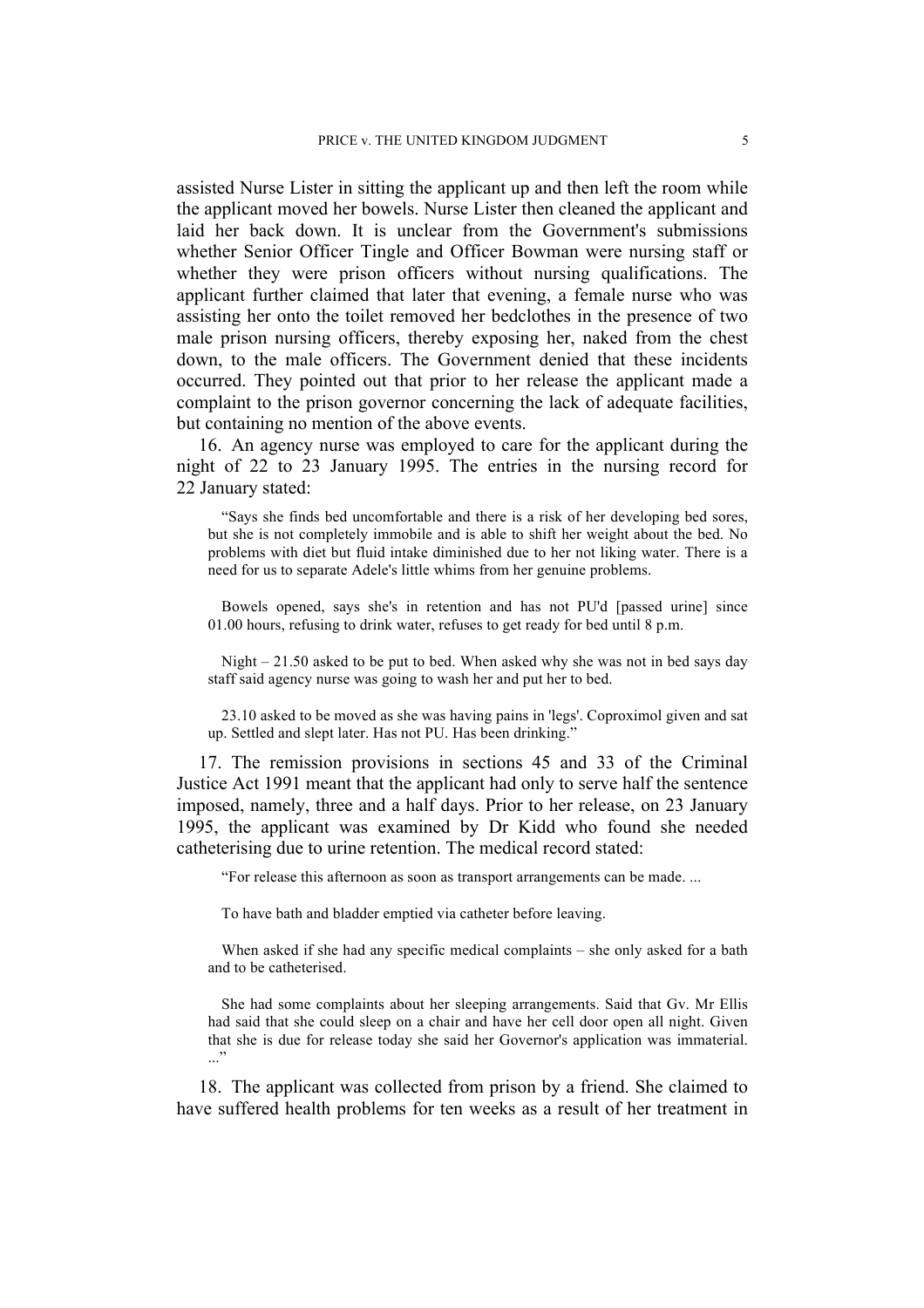assisted Nurse Lister in sitting the applicant up and then left the room while the applicant moved her bowels. Nurse Lister then cleaned the applicant and laid her back down. It is unclear from the Government's submissions whether Senior Officer Tingle and Officer Bowman were nursing staff or whether they were prison officers without nursing qualifications. The applicant further claimed that later that evening, a female nurse who was assisting her onto the toilet removed her bedclothes in the presence of two male prison nursing officers, thereby exposing her, naked from the chest down, to the male officers. The Government denied that these incidents occurred. They pointed out that prior to her release the applicant made a complaint to the prison governor concerning the lack of adequate facilities, but containing no mention of the above events.

16. An agency nurse was employed to care for the applicant during the night of 22 to 23 January 1995. The entries in the nursing record for 22 January stated:

> "Says she finds bed uncomfortable and there is a risk of her developing bed sores, but she is not completely immobile and is able to shift her weight about the bed. No problems with diet but fluid intake diminished due to her not liking water. There is a need for us to separate Adele's little whims from her genuine problems.
>
> Bowels opened, says she's in retention and has not PU'd [passed urine] since 01.00 hours, refusing to drink water, refuses to get ready for bed until 8 p.m.
>
> Night – 21.50 asked to be put to bed. When asked why she was not in bed says day staff said agency nurse was going to wash her and put her to bed.
>
> 23.10 asked to be moved as she was having pains in 'legs'. Coproximol given and sat up. Settled and slept later. Has not PU. Has been drinking."

17. The remission provisions in sections 45 and 33 of the Criminal Justice Act 1991 meant that the applicant had only to serve half the sentence imposed, namely, three and a half days. Prior to her release, on 23 January 1995, the applicant was examined by Dr Kidd who found she needed catheterising due to urine retention. The medical record stated:

> "For release this afternoon as soon as transport arrangements can be made. ...
>
> To have bath and bladder emptied via catheter before leaving.
>
> When asked if she had any specific medical complaints – she only asked for a bath and to be catheterised.
>
> She had some complaints about her sleeping arrangements. Said that Gv. Mr Ellis had said that she could sleep on a chair and have her cell door open all night. Given that she is due for release today she said her Governor's application was immaterial. ..."

18. The applicant was collected from prison by a friend. She claimed to have suffered health problems for ten weeks as a result of her treatment in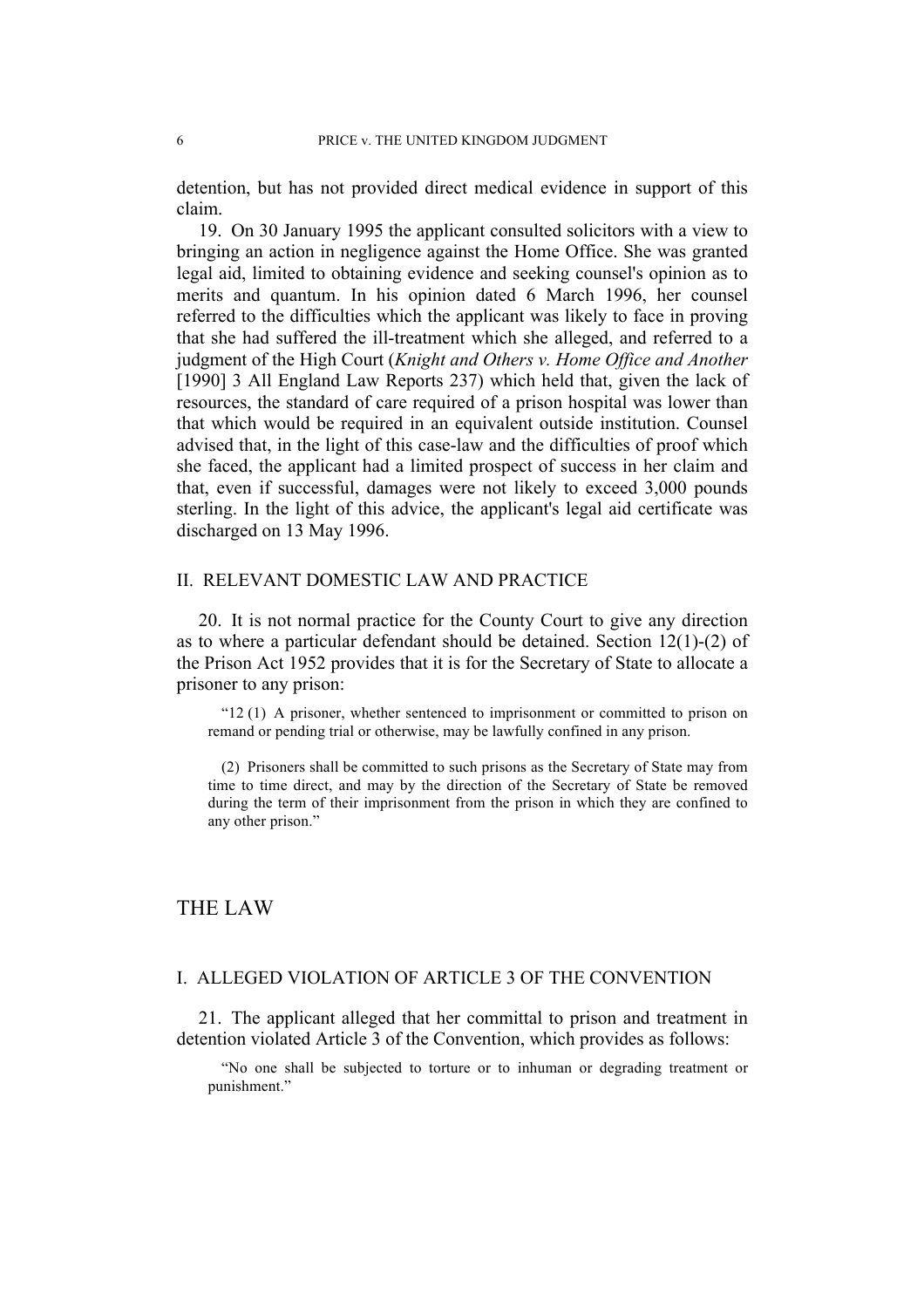detention, but has not provided direct medical evidence in support of this claim.

19. On 30 January 1995 the applicant consulted solicitors with a view to bringing an action in negligence against the Home Office. She was granted legal aid, limited to obtaining evidence and seeking counsel's opinion as to merits and quantum. In his opinion dated 6 March 1996, her counsel referred to the difficulties which the applicant was likely to face in proving that she had suffered the ill-treatment which she alleged, and referred to a judgment of the High Court (*Knight and Others v. Home Office and Another* [1990] 3 All England Law Reports 237) which held that, given the lack of resources, the standard of care required of a prison hospital was lower than that which would be required in an equivalent outside institution. Counsel advised that, in the light of this case-law and the difficulties of proof which she faced, the applicant had a limited prospect of success in her claim and that, even if successful, damages were not likely to exceed 3,000 pounds sterling. In the light of this advice, the applicant's legal aid certificate was discharged on 13 May 1996.

## II. RELEVANT DOMESTIC LAW AND PRACTICE

20. It is not normal practice for the County Court to give any direction as to where a particular defendant should be detained. Section 12(1)-(2) of the Prison Act 1952 provides that it is for the Secretary of State to allocate a prisoner to any prison:

> "12 (1) A prisoner, whether sentenced to imprisonment or committed to prison on remand or pending trial or otherwise, may be lawfully confined in any prison.
>
> (2) Prisoners shall be committed to such prisons as the Secretary of State may from time to time direct, and may by the direction of the Secretary of State be removed during the term of their imprisonment from the prison in which they are confined to any other prison."

# THE LAW

## I. ALLEGED VIOLATION OF ARTICLE 3 OF THE CONVENTION

21. The applicant alleged that her committal to prison and treatment in detention violated Article 3 of the Convention, which provides as follows:

> "No one shall be subjected to torture or to inhuman or degrading treatment or punishment."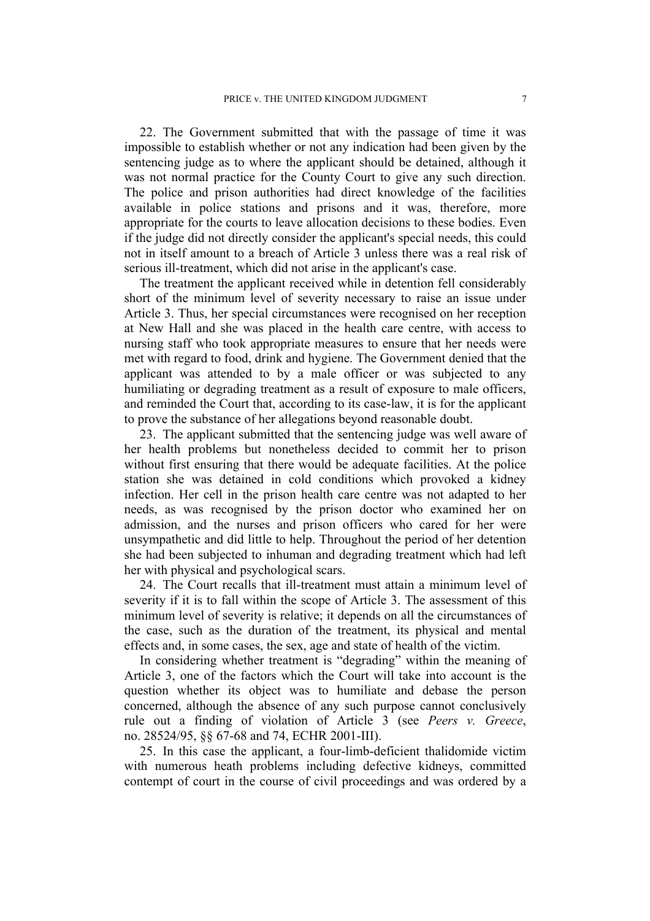22. The Government submitted that with the passage of time it was impossible to establish whether or not any indication had been given by the sentencing judge as to where the applicant should be detained, although it was not normal practice for the County Court to give any such direction. The police and prison authorities had direct knowledge of the facilities available in police stations and prisons and it was, therefore, more appropriate for the courts to leave allocation decisions to these bodies. Even if the judge did not directly consider the applicant's special needs, this could not in itself amount to a breach of Article 3 unless there was a real risk of serious ill-treatment, which did not arise in the applicant's case.

The treatment the applicant received while in detention fell considerably short of the minimum level of severity necessary to raise an issue under Article 3. Thus, her special circumstances were recognised on her reception at New Hall and she was placed in the health care centre, with access to nursing staff who took appropriate measures to ensure that her needs were met with regard to food, drink and hygiene. The Government denied that the applicant was attended to by a male officer or was subjected to any humiliating or degrading treatment as a result of exposure to male officers, and reminded the Court that, according to its case-law, it is for the applicant to prove the substance of her allegations beyond reasonable doubt.

23. The applicant submitted that the sentencing judge was well aware of her health problems but nonetheless decided to commit her to prison without first ensuring that there would be adequate facilities. At the police station she was detained in cold conditions which provoked a kidney infection. Her cell in the prison health care centre was not adapted to her needs, as was recognised by the prison doctor who examined her on admission, and the nurses and prison officers who cared for her were unsympathetic and did little to help. Throughout the period of her detention she had been subjected to inhuman and degrading treatment which had left her with physical and psychological scars.

24. The Court recalls that ill-treatment must attain a minimum level of severity if it is to fall within the scope of Article 3. The assessment of this minimum level of severity is relative; it depends on all the circumstances of the case, such as the duration of the treatment, its physical and mental effects and, in some cases, the sex, age and state of health of the victim.

In considering whether treatment is "degrading" within the meaning of Article 3, one of the factors which the Court will take into account is the question whether its object was to humiliate and debase the person concerned, although the absence of any such purpose cannot conclusively rule out a finding of violation of Article 3 (see *Peers v. Greece*, no. 28524/95, §§ 67-68 and 74, ECHR 2001-III).

25. In this case the applicant, a four-limb-deficient thalidomide victim with numerous heath problems including defective kidneys, committed contempt of court in the course of civil proceedings and was ordered by a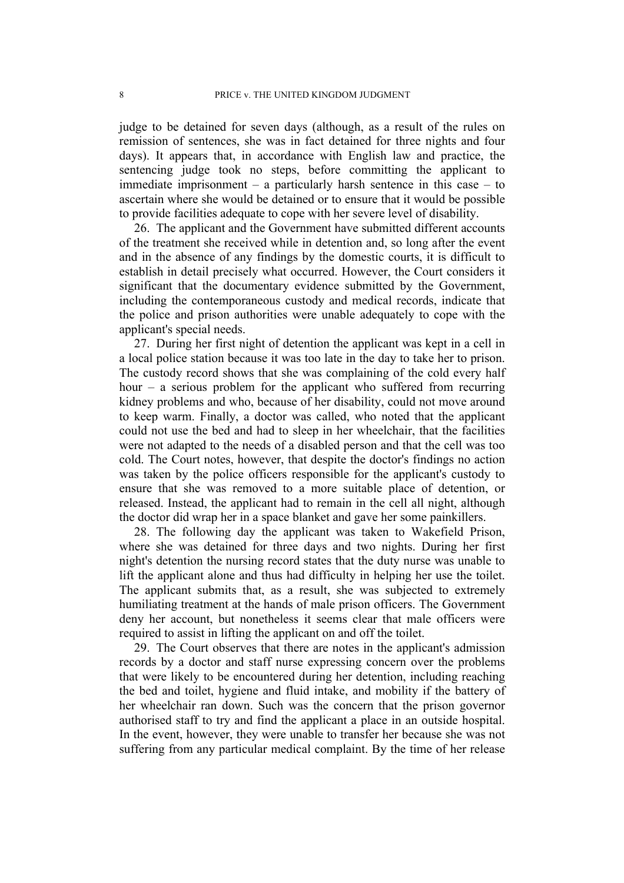judge to be detained for seven days (although, as a result of the rules on remission of sentences, she was in fact detained for three nights and four days). It appears that, in accordance with English law and practice, the sentencing judge took no steps, before committing the applicant to immediate imprisonment – a particularly harsh sentence in this case – to ascertain where she would be detained or to ensure that it would be possible to provide facilities adequate to cope with her severe level of disability.

26. The applicant and the Government have submitted different accounts of the treatment she received while in detention and, so long after the event and in the absence of any findings by the domestic courts, it is difficult to establish in detail precisely what occurred. However, the Court considers it significant that the documentary evidence submitted by the Government, including the contemporaneous custody and medical records, indicate that the police and prison authorities were unable adequately to cope with the applicant's special needs.

27. During her first night of detention the applicant was kept in a cell in a local police station because it was too late in the day to take her to prison. The custody record shows that she was complaining of the cold every half hour – a serious problem for the applicant who suffered from recurring kidney problems and who, because of her disability, could not move around to keep warm. Finally, a doctor was called, who noted that the applicant could not use the bed and had to sleep in her wheelchair, that the facilities were not adapted to the needs of a disabled person and that the cell was too cold. The Court notes, however, that despite the doctor's findings no action was taken by the police officers responsible for the applicant's custody to ensure that she was removed to a more suitable place of detention, or released. Instead, the applicant had to remain in the cell all night, although the doctor did wrap her in a space blanket and gave her some painkillers.

28. The following day the applicant was taken to Wakefield Prison, where she was detained for three days and two nights. During her first night's detention the nursing record states that the duty nurse was unable to lift the applicant alone and thus had difficulty in helping her use the toilet. The applicant submits that, as a result, she was subjected to extremely humiliating treatment at the hands of male prison officers. The Government deny her account, but nonetheless it seems clear that male officers were required to assist in lifting the applicant on and off the toilet.

29. The Court observes that there are notes in the applicant's admission records by a doctor and staff nurse expressing concern over the problems that were likely to be encountered during her detention, including reaching the bed and toilet, hygiene and fluid intake, and mobility if the battery of her wheelchair ran down. Such was the concern that the prison governor authorised staff to try and find the applicant a place in an outside hospital. In the event, however, they were unable to transfer her because she was not suffering from any particular medical complaint. By the time of her release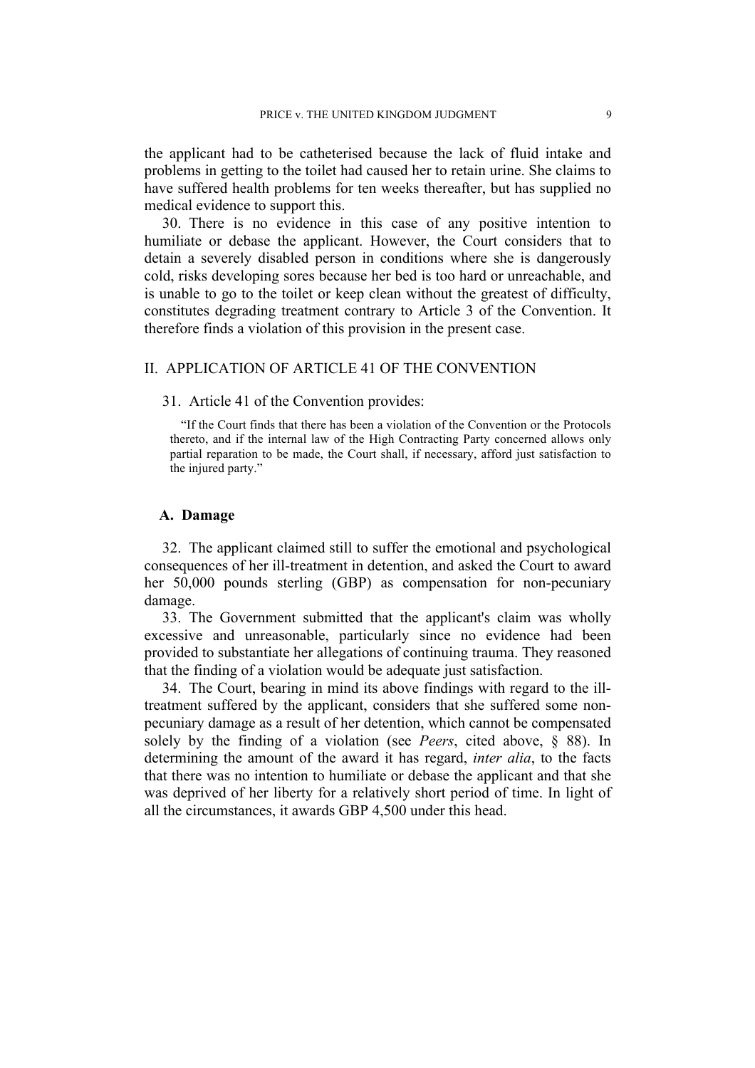the applicant had to be catheterised because the lack of fluid intake and problems in getting to the toilet had caused her to retain urine. She claims to have suffered health problems for ten weeks thereafter, but has supplied no medical evidence to support this.

30. There is no evidence in this case of any positive intention to humiliate or debase the applicant. However, the Court considers that to detain a severely disabled person in conditions where she is dangerously cold, risks developing sores because her bed is too hard or unreachable, and is unable to go to the toilet or keep clean without the greatest of difficulty, constitutes degrading treatment contrary to Article 3 of the Convention. It therefore finds a violation of this provision in the present case.

## II. APPLICATION OF ARTICLE 41 OF THE CONVENTION

31. Article 41 of the Convention provides:

> "If the Court finds that there has been a violation of the Convention or the Protocols thereto, and if the internal law of the High Contracting Party concerned allows only partial reparation to be made, the Court shall, if necessary, afford just satisfaction to the injured party."

### A. Damage

32. The applicant claimed still to suffer the emotional and psychological consequences of her ill-treatment in detention, and asked the Court to award her 50,000 pounds sterling (GBP) as compensation for non-pecuniary damage.

33. The Government submitted that the applicant's claim was wholly excessive and unreasonable, particularly since no evidence had been provided to substantiate her allegations of continuing trauma. They reasoned that the finding of a violation would be adequate just satisfaction.

34. The Court, bearing in mind its above findings with regard to the ill-treatment suffered by the applicant, considers that she suffered some non-pecuniary damage as a result of her detention, which cannot be compensated solely by the finding of a violation (see *Peers*, cited above, § 88). In determining the amount of the award it has regard, *inter alia*, to the facts that there was no intention to humiliate or debase the applicant and that she was deprived of her liberty for a relatively short period of time. In light of all the circumstances, it awards GBP 4,500 under this head.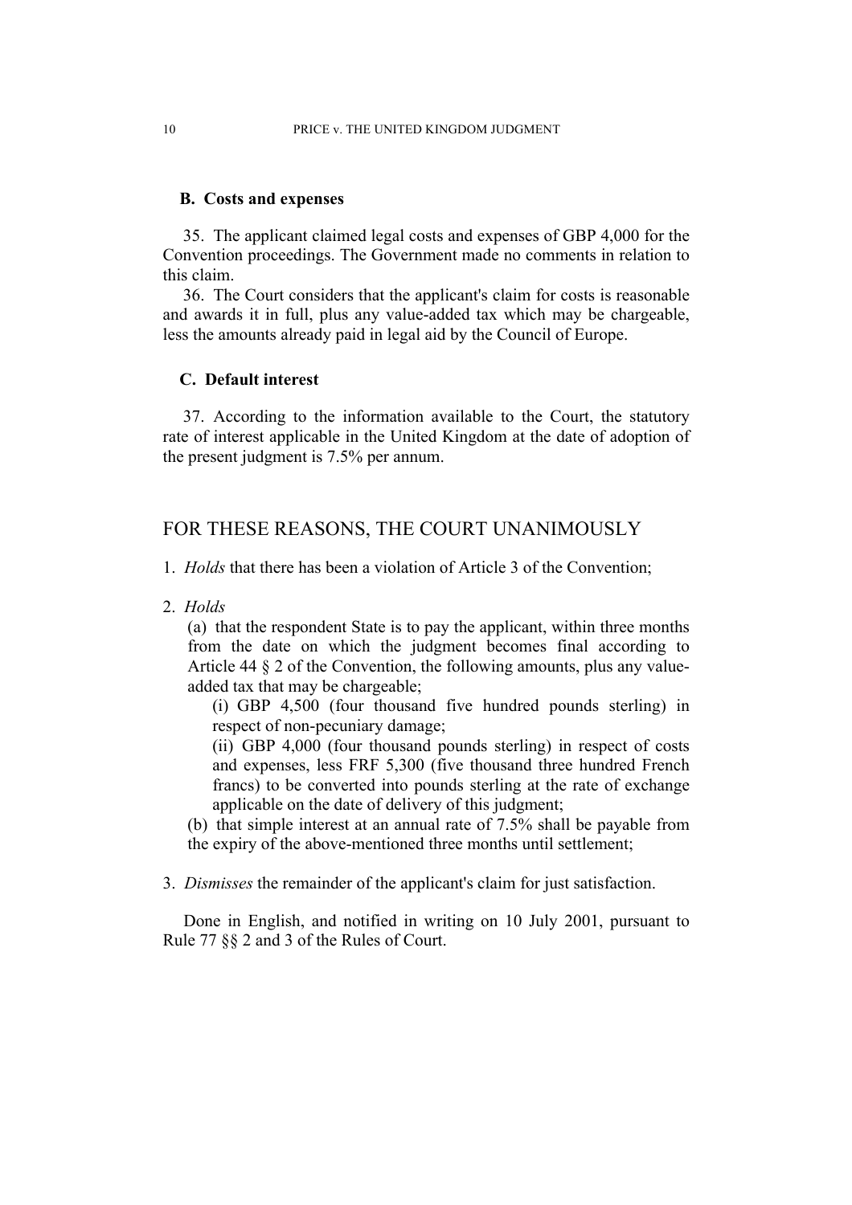### B. Costs and expenses

35. The applicant claimed legal costs and expenses of GBP 4,000 for the Convention proceedings. The Government made no comments in relation to this claim.

36. The Court considers that the applicant's claim for costs is reasonable and awards it in full, plus any value-added tax which may be chargeable, less the amounts already paid in legal aid by the Council of Europe.

### C. Default interest

37. According to the information available to the Court, the statutory rate of interest applicable in the United Kingdom at the date of adoption of the present judgment is 7.5% per annum.

## FOR THESE REASONS, THE COURT UNANIMOUSLY

1. *Holds* that there has been a violation of Article 3 of the Convention;

2. *Holds*

   (a) that the respondent State is to pay the applicant, within three months from the date on which the judgment becomes final according to Article 44 § 2 of the Convention, the following amounts, plus any value-added tax that may be chargeable;

      (i) GBP 4,500 (four thousand five hundred pounds sterling) in respect of non-pecuniary damage;

      (ii) GBP 4,000 (four thousand pounds sterling) in respect of costs and expenses, less FRF 5,300 (five thousand three hundred French francs) to be converted into pounds sterling at the rate of exchange applicable on the date of delivery of this judgment;

   (b) that simple interest at an annual rate of 7.5% shall be payable from the expiry of the above-mentioned three months until settlement;

3. *Dismisses* the remainder of the applicant's claim for just satisfaction.

Done in English, and notified in writing on 10 July 2001, pursuant to Rule 77 §§ 2 and 3 of the Rules of Court.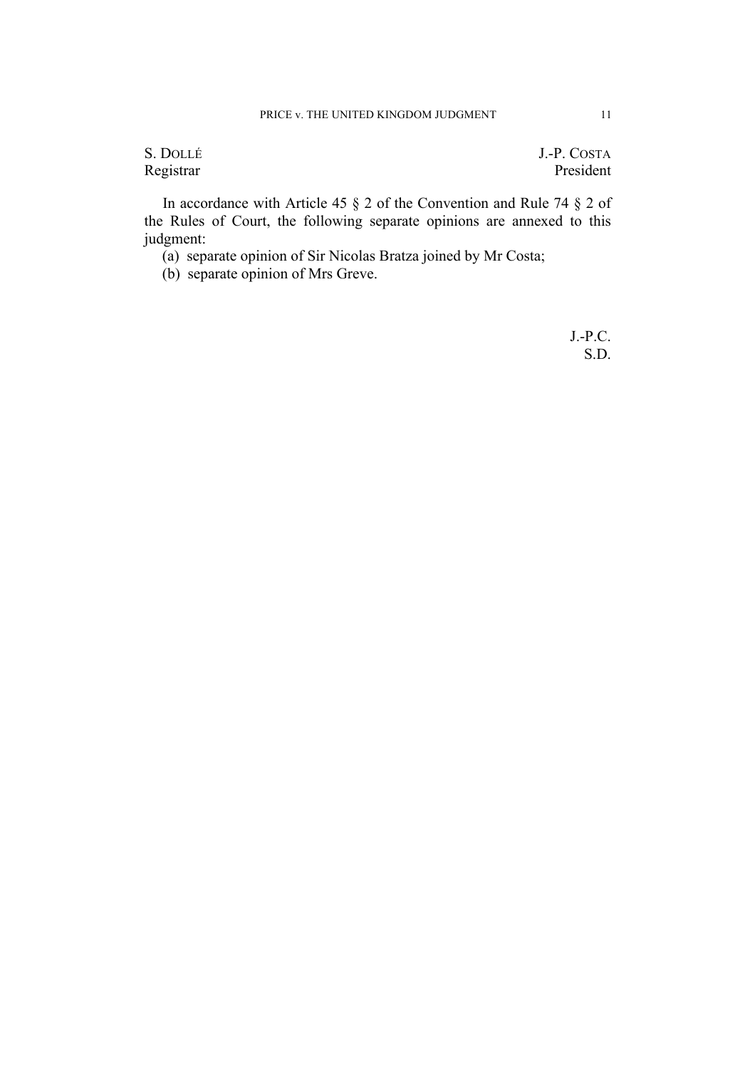S. DOLLÉ J.-P. COSTA
Registrar President

In accordance with Article 45 § 2 of the Convention and Rule 74 § 2 of the Rules of Court, the following separate opinions are annexed to this judgment:

(a) separate opinion of Sir Nicolas Bratza joined by Mr Costa;
(b) separate opinion of Mrs Greve.

J.-P.C.
S.D.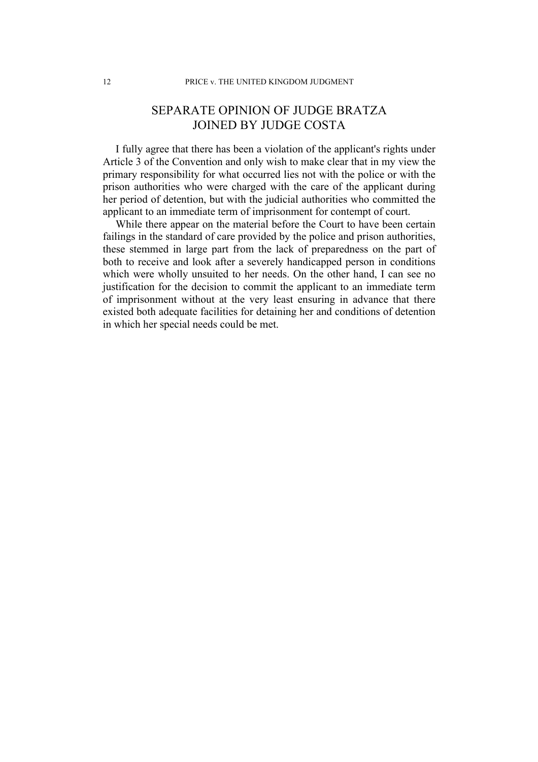# SEPARATE OPINION OF JUDGE BRATZA JOINED BY JUDGE COSTA

I fully agree that there has been a violation of the applicant's rights under Article 3 of the Convention and only wish to make clear that in my view the primary responsibility for what occurred lies not with the police or with the prison authorities who were charged with the care of the applicant during her period of detention, but with the judicial authorities who committed the applicant to an immediate term of imprisonment for contempt of court.

While there appear on the material before the Court to have been certain failings in the standard of care provided by the police and prison authorities, these stemmed in large part from the lack of preparedness on the part of both to receive and look after a severely handicapped person in conditions which were wholly unsuited to her needs. On the other hand, I can see no justification for the decision to commit the applicant to an immediate term of imprisonment without at the very least ensuring in advance that there existed both adequate facilities for detaining her and conditions of detention in which her special needs could be met.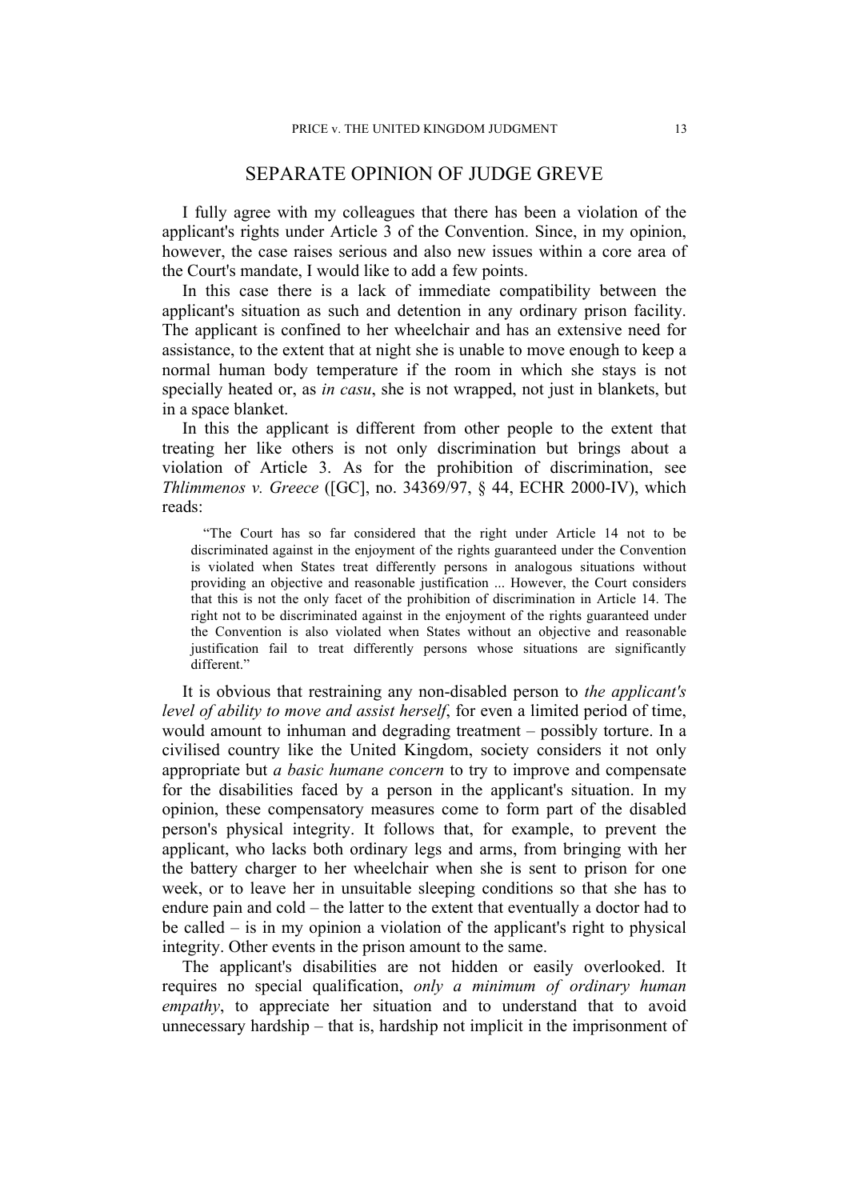## SEPARATE OPINION OF JUDGE GREVE

I fully agree with my colleagues that there has been a violation of the applicant's rights under Article 3 of the Convention. Since, in my opinion, however, the case raises serious and also new issues within a core area of the Court's mandate, I would like to add a few points.

In this case there is a lack of immediate compatibility between the applicant's situation as such and detention in any ordinary prison facility. The applicant is confined to her wheelchair and has an extensive need for assistance, to the extent that at night she is unable to move enough to keep a normal human body temperature if the room in which she stays is not specially heated or, as *in casu*, she is not wrapped, not just in blankets, but in a space blanket.

In this the applicant is different from other people to the extent that treating her like others is not only discrimination but brings about a violation of Article 3. As for the prohibition of discrimination, see *Thlimmenos v. Greece* ([GC], no. 34369/97, § 44, ECHR 2000-IV), which reads:

> "The Court has so far considered that the right under Article 14 not to be discriminated against in the enjoyment of the rights guaranteed under the Convention is violated when States treat differently persons in analogous situations without providing an objective and reasonable justification ... However, the Court considers that this is not the only facet of the prohibition of discrimination in Article 14. The right not to be discriminated against in the enjoyment of the rights guaranteed under the Convention is also violated when States without an objective and reasonable justification fail to treat differently persons whose situations are significantly different."

It is obvious that restraining any non-disabled person to *the applicant's level of ability to move and assist herself*, for even a limited period of time, would amount to inhuman and degrading treatment – possibly torture. In a civilised country like the United Kingdom, society considers it not only appropriate but *a basic humane concern* to try to improve and compensate for the disabilities faced by a person in the applicant's situation. In my opinion, these compensatory measures come to form part of the disabled person's physical integrity. It follows that, for example, to prevent the applicant, who lacks both ordinary legs and arms, from bringing with her the battery charger to her wheelchair when she is sent to prison for one week, or to leave her in unsuitable sleeping conditions so that she has to endure pain and cold – the latter to the extent that eventually a doctor had to be called – is in my opinion a violation of the applicant's right to physical integrity. Other events in the prison amount to the same.

The applicant's disabilities are not hidden or easily overlooked. It requires no special qualification, *only a minimum of ordinary human empathy*, to appreciate her situation and to understand that to avoid unnecessary hardship – that is, hardship not implicit in the imprisonment of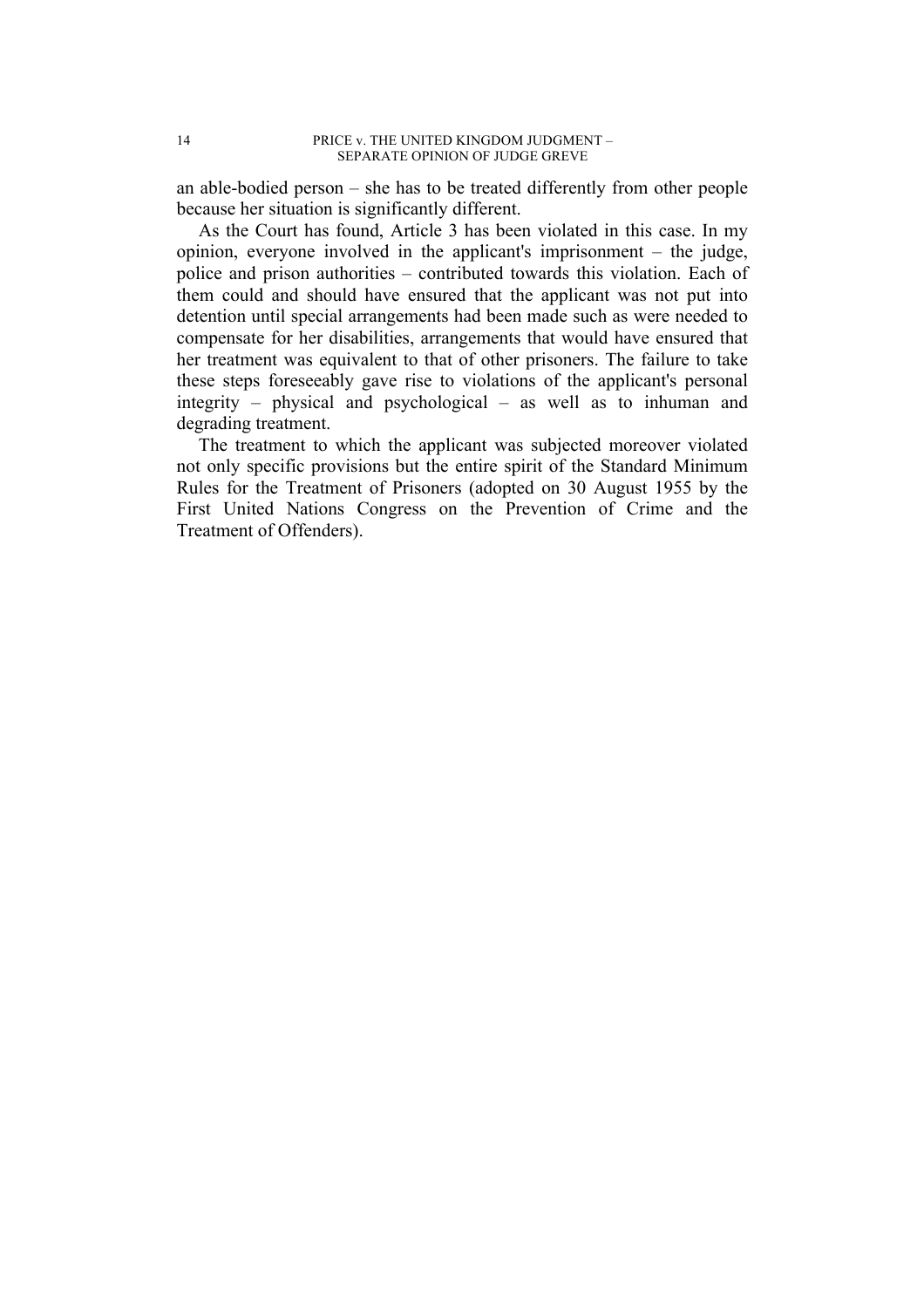an able-bodied person – she has to be treated differently from other people because her situation is significantly different.

As the Court has found, Article 3 has been violated in this case. In my opinion, everyone involved in the applicant's imprisonment – the judge, police and prison authorities – contributed towards this violation. Each of them could and should have ensured that the applicant was not put into detention until special arrangements had been made such as were needed to compensate for her disabilities, arrangements that would have ensured that her treatment was equivalent to that of other prisoners. The failure to take these steps foreseeably gave rise to violations of the applicant's personal integrity – physical and psychological – as well as to inhuman and degrading treatment.

The treatment to which the applicant was subjected moreover violated not only specific provisions but the entire spirit of the Standard Minimum Rules for the Treatment of Prisoners (adopted on 30 August 1955 by the First United Nations Congress on the Prevention of Crime and the Treatment of Offenders).